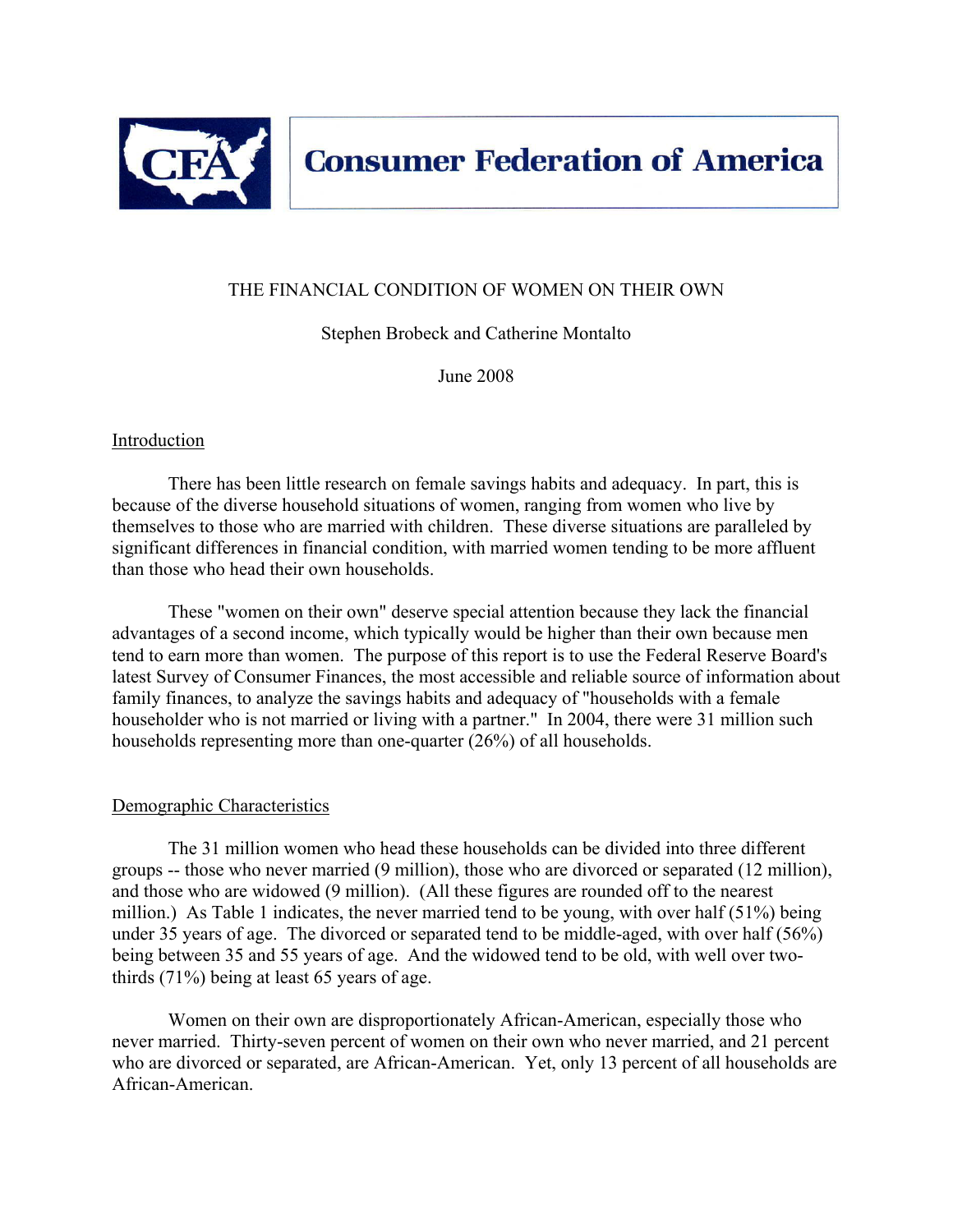**Consumer Federation of America**

# THE FINANCIAL CONDITION OF WOMEN ON THEIR OWN

Stephen Brobeck and Catherine Montalto

June 2008

## Introduction

There has been little research on female savings habits and adequacy. In part, this is because of the diverse household situations of women, ranging from women who live by themselves to those who are married with children. These diverse situations are paralleled by significant differences in financial condition, with married women tending to be more affluent than those who head their own households.

These "women on their own" deserve special attention because they lack the financial advantages of a second income, which typically would be higher than their own because men tend to earn more than women. The purpose of this report is to use the Federal Reserve Board's latest Survey of Consumer Finances, the most accessible and reliable source of information about family finances, to analyze the savings habits and adequacy of "households with a female householder who is not married or living with a partner." In 2004, there were 31 million such households representing more than one-quarter (26%) of all households.

## Demographic Characteristics

The 31 million women who head these households can be divided into three different groups -- those who never married (9 million), those who are divorced or separated (12 million), and those who are widowed (9 million). (All these figures are rounded off to the nearest million.) As Table 1 indicates, the never married tend to be young, with over half (51%) being under 35 years of age. The divorced or separated tend to be middle-aged, with over half (56%) being between 35 and 55 years of age. And the widowed tend to be old, with well over two-thirds (71%) being at least 65 years of age.

Women on their own are disproportionately African-American, especially those who never married. Thirty-seven percent of women on their own who never married, and 21 percent who are divorced or separated, are African-American. Yet, only 13 percent of all households are African-American.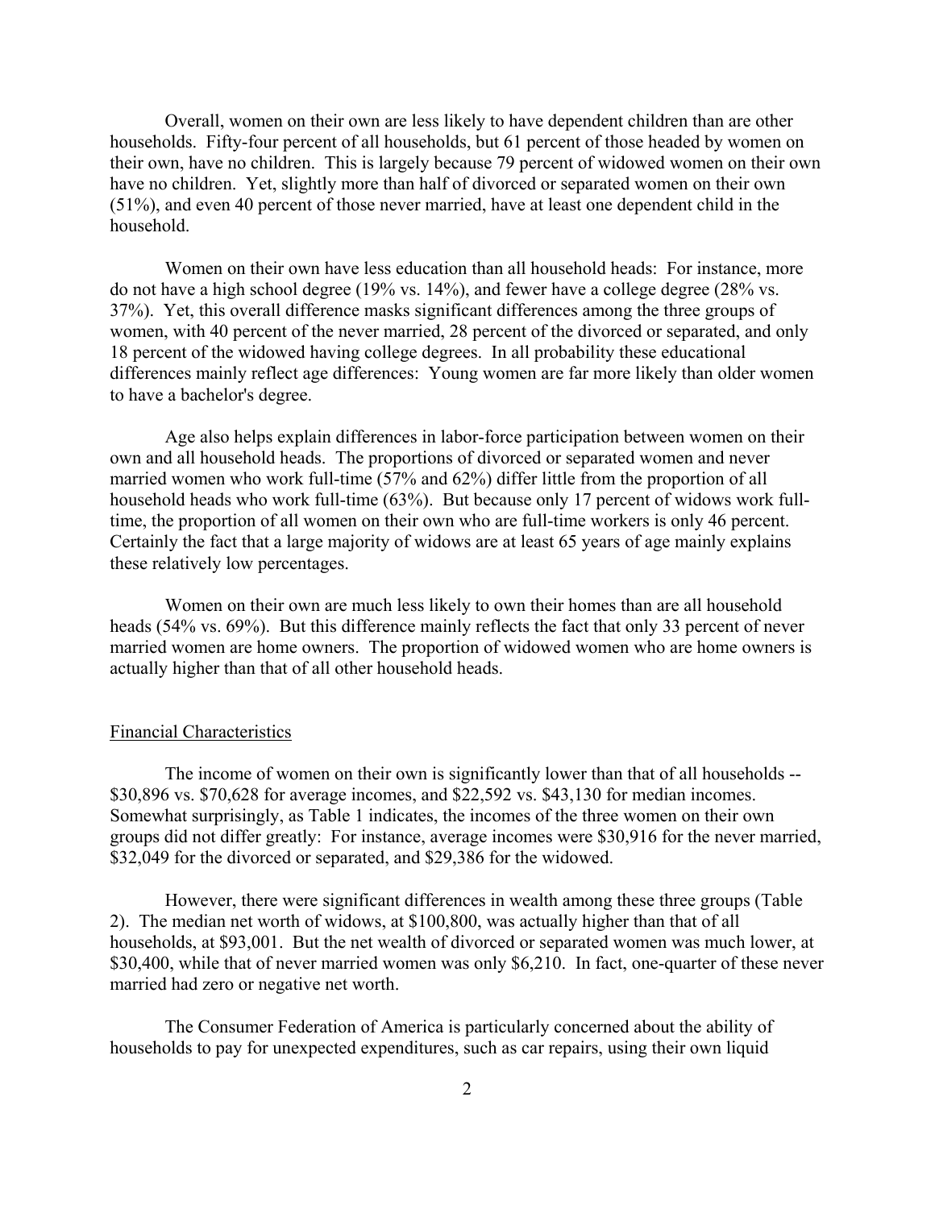Overall, women on their own are less likely to have dependent children than are other households. Fifty-four percent of all households, but 61 percent of those headed by women on their own, have no children. This is largely because 79 percent of widowed women on their own have no children. Yet, slightly more than half of divorced or separated women on their own (51%), and even 40 percent of those never married, have at least one dependent child in the household.

Women on their own have less education than all household heads: For instance, more do not have a high school degree (19% vs. 14%), and fewer have a college degree (28% vs. 37%). Yet, this overall difference masks significant differences among the three groups of women, with 40 percent of the never married, 28 percent of the divorced or separated, and only 18 percent of the widowed having college degrees. In all probability these educational differences mainly reflect age differences: Young women are far more likely than older women to have a bachelor's degree.

Age also helps explain differences in labor-force participation between women on their own and all household heads. The proportions of divorced or separated women and never married women who work full-time (57% and 62%) differ little from the proportion of all household heads who work full-time (63%). But because only 17 percent of widows work full-time, the proportion of all women on their own who are full-time workers is only 46 percent. Certainly the fact that a large majority of widows are at least 65 years of age mainly explains these relatively low percentages.

Women on their own are much less likely to own their homes than are all household heads (54% vs. 69%). But this difference mainly reflects the fact that only 33 percent of never married women are home owners. The proportion of widowed women who are home owners is actually higher than that of all other household heads.

## Financial Characteristics

The income of women on their own is significantly lower than that of all households -- $30,896 vs. $70,628 for average incomes, and $22,592 vs. $43,130 for median incomes. Somewhat surprisingly, as Table 1 indicates, the incomes of the three women on their own groups did not differ greatly: For instance, average incomes were $30,916 for the never married, $32,049 for the divorced or separated, and $29,386 for the widowed.

However, there were significant differences in wealth among these three groups (Table 2). The median net worth of widows, at $100,800, was actually higher than that of all households, at $93,001. But the net wealth of divorced or separated women was much lower, at $30,400, while that of never married women was only $6,210. In fact, one-quarter of these never married had zero or negative net worth.

The Consumer Federation of America is particularly concerned about the ability of households to pay for unexpected expenditures, such as car repairs, using their own liquid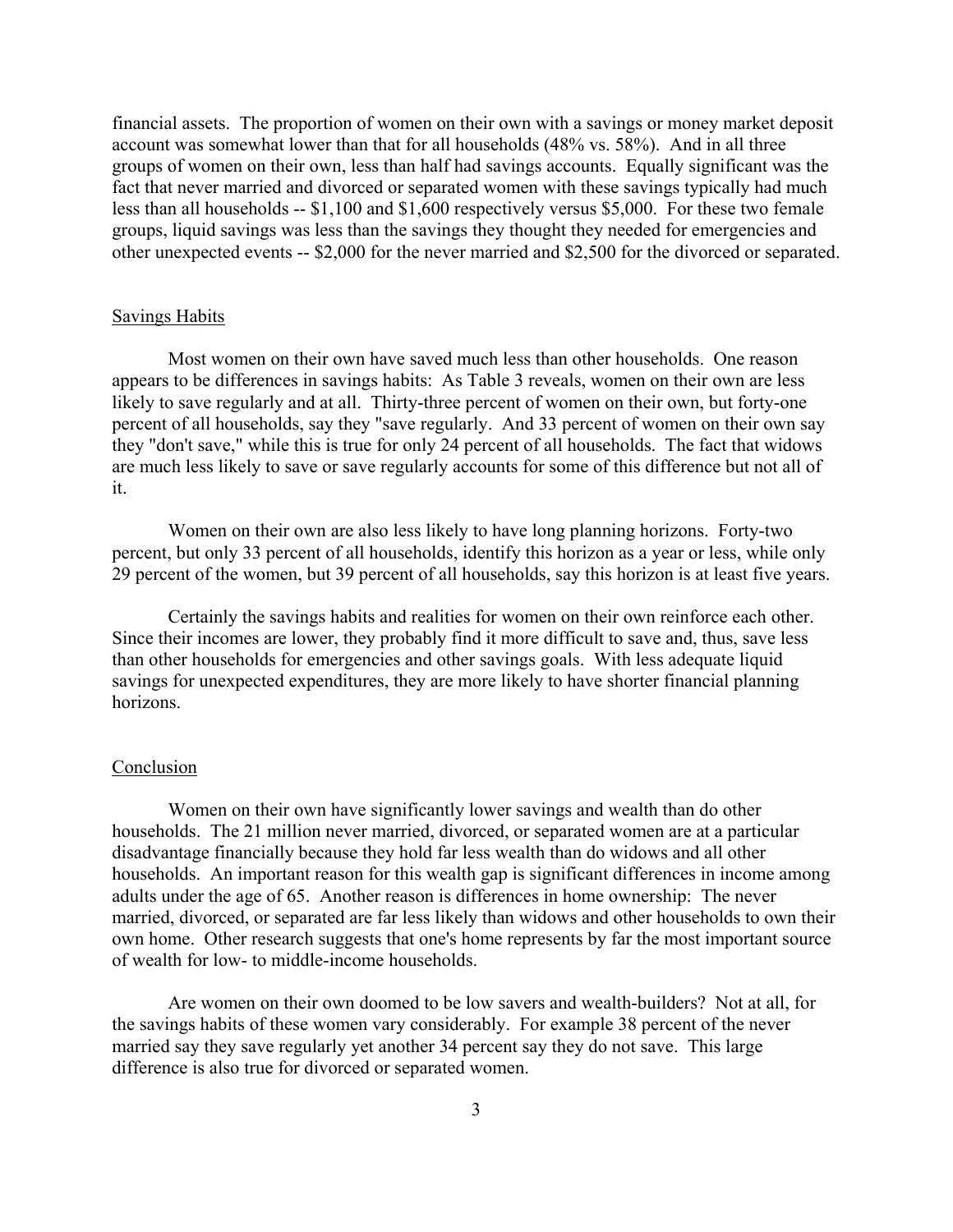financial assets. The proportion of women on their own with a savings or money market deposit account was somewhat lower than that for all households (48% vs. 58%). And in all three groups of women on their own, less than half had savings accounts. Equally significant was the fact that never married and divorced or separated women with these savings typically had much less than all households -- $1,100 and $1,600 respectively versus $5,000. For these two female groups, liquid savings was less than the savings they thought they needed for emergencies and other unexpected events -- $2,000 for the never married and $2,500 for the divorced or separated.

## Savings Habits

Most women on their own have saved much less than other households. One reason appears to be differences in savings habits: As Table 3 reveals, women on their own are less likely to save regularly and at all. Thirty-three percent of women on their own, but forty-one percent of all households, say they "save regularly. And 33 percent of women on their own say they "don't save," while this is true for only 24 percent of all households. The fact that widows are much less likely to save or save regularly accounts for some of this difference but not all of it.

Women on their own are also less likely to have long planning horizons. Forty-two percent, but only 33 percent of all households, identify this horizon as a year or less, while only 29 percent of the women, but 39 percent of all households, say this horizon is at least five years.

Certainly the savings habits and realities for women on their own reinforce each other. Since their incomes are lower, they probably find it more difficult to save and, thus, save less than other households for emergencies and other savings goals. With less adequate liquid savings for unexpected expenditures, they are more likely to have shorter financial planning horizons.

## Conclusion

Women on their own have significantly lower savings and wealth than do other households. The 21 million never married, divorced, or separated women are at a particular disadvantage financially because they hold far less wealth than do widows and all other households. An important reason for this wealth gap is significant differences in income among adults under the age of 65. Another reason is differences in home ownership: The never married, divorced, or separated are far less likely than widows and other households to own their own home. Other research suggests that one's home represents by far the most important source of wealth for low- to middle-income households.

Are women on their own doomed to be low savers and wealth-builders? Not at all, for the savings habits of these women vary considerably. For example 38 percent of the never married say they save regularly yet another 34 percent say they do not save. This large difference is also true for divorced or separated women.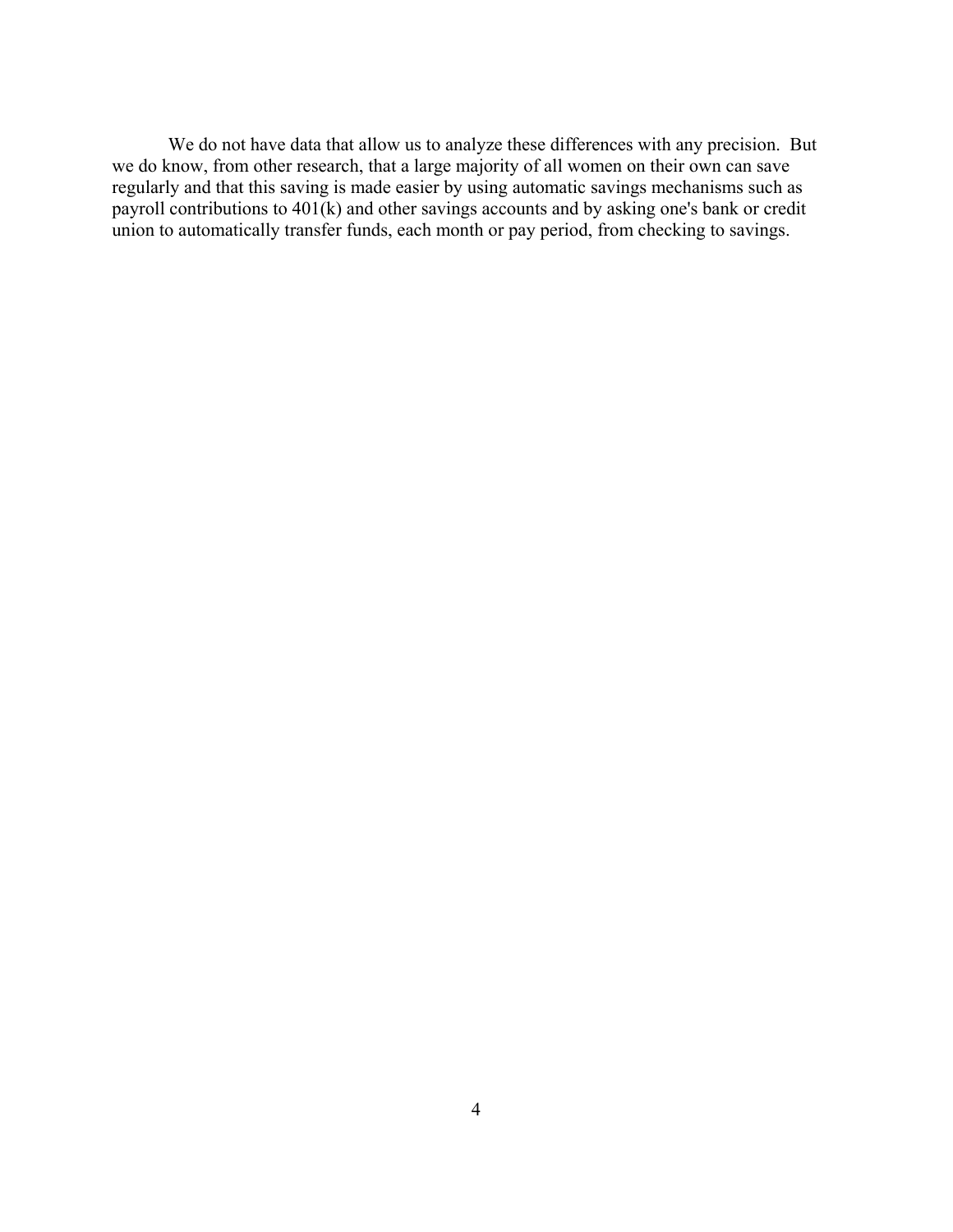We do not have data that allow us to analyze these differences with any precision. But we do know, from other research, that a large majority of all women on their own can save regularly and that this saving is made easier by using automatic savings mechanisms such as payroll contributions to 401(k) and other savings accounts and by asking one's bank or credit union to automatically transfer funds, each month or pay period, from checking to savings.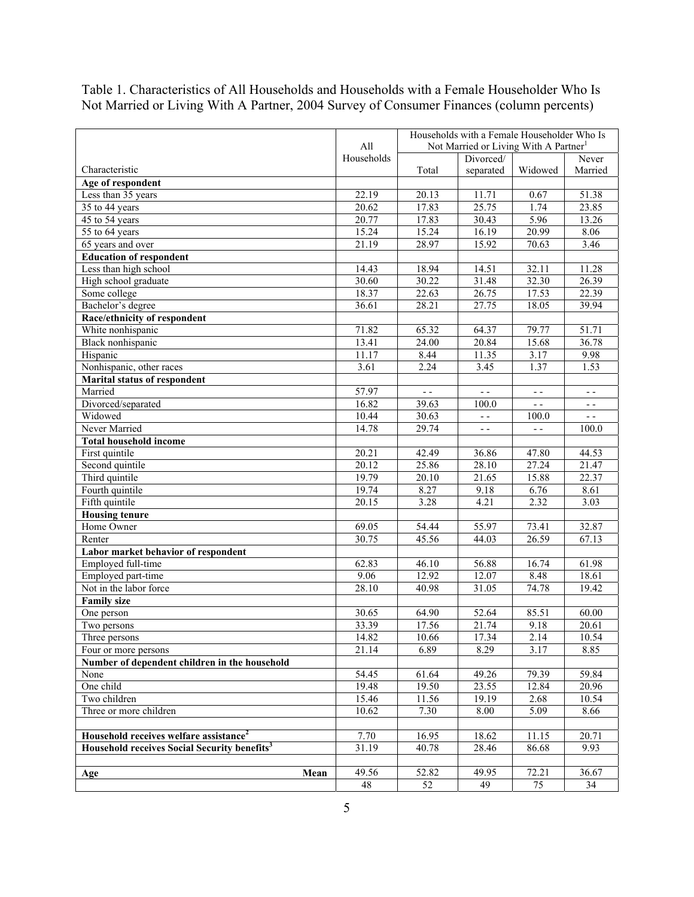Table 1. Characteristics of All Households and Households with a Female Householder Who Is Not Married or Living With A Partner, 2004 Survey of Consumer Finances (column percents)

| Characteristic | All Households | Households with a Female Householder Who Is Not Married or Living With A Partner[1] | | | |
|---|---|---|---|---|---|
| | | Total | Divorced/ separated | Widowed | Never Married |
| **Age of respondent** | | | | | |
| Less than 35 years | 22.19 | 20.13 | 11.71 | 0.67 | 51.38 |
| 35 to 44 years | 20.62 | 17.83 | 25.75 | 1.74 | 23.85 |
| 45 to 54 years | 20.77 | 17.83 | 30.43 | 5.96 | 13.26 |
| 55 to 64 years | 15.24 | 15.24 | 16.19 | 20.99 | 8.06 |
| 65 years and over | 21.19 | 28.97 | 15.92 | 70.63 | 3.46 |
| **Education of respondent** | | | | | |
| Less than high school | 14.43 | 18.94 | 14.51 | 32.11 | 11.28 |
| High school graduate | 30.60 | 30.22 | 31.48 | 32.30 | 26.39 |
| Some college | 18.37 | 22.63 | 26.75 | 17.53 | 22.39 |
| Bachelor's degree | 36.61 | 28.21 | 27.75 | 18.05 | 39.94 |
| **Race/ethnicity of respondent** | | | | | |
| White nonhispanic | 71.82 | 65.32 | 64.37 | 79.77 | 51.71 |
| Black nonhispanic | 13.41 | 24.00 | 20.84 | 15.68 | 36.78 |
| Hispanic | 11.17 | 8.44 | 11.35 | 3.17 | 9.98 |
| Nonhispanic, other races | 3.61 | 2.24 | 3.45 | 1.37 | 1.53 |
| **Marital status of respondent** | | | | | |
| Married | 57.97 | - - | - - | - - | - - |
| Divorced/separated | 16.82 | 39.63 | 100.0 | - - | - - |
| Widowed | 10.44 | 30.63 | - - | 100.0 | - - |
| Never Married | 14.78 | 29.74 | - - | - - | 100.0 |
| **Total household income** | | | | | |
| First quintile | 20.21 | 42.49 | 36.86 | 47.80 | 44.53 |
| Second quintile | 20.12 | 25.86 | 28.10 | 27.24 | 21.47 |
| Third quintile | 19.79 | 20.10 | 21.65 | 15.88 | 22.37 |
| Fourth quintile | 19.74 | 8.27 | 9.18 | 6.76 | 8.61 |
| Fifth quintile | 20.15 | 3.28 | 4.21 | 2.32 | 3.03 |
| **Housing tenure** | | | | | |
| Home Owner | 69.05 | 54.44 | 55.97 | 73.41 | 32.87 |
| Renter | 30.75 | 45.56 | 44.03 | 26.59 | 67.13 |
| **Labor market behavior of respondent** | | | | | |
| Employed full-time | 62.83 | 46.10 | 56.88 | 16.74 | 61.98 |
| Employed part-time | 9.06 | 12.92 | 12.07 | 8.48 | 18.61 |
| Not in the labor force | 28.10 | 40.98 | 31.05 | 74.78 | 19.42 |
| **Family size** | | | | | |
| One person | 30.65 | 64.90 | 52.64 | 85.51 | 60.00 |
| Two persons | 33.39 | 17.56 | 21.74 | 9.18 | 20.61 |
| Three persons | 14.82 | 10.66 | 17.34 | 2.14 | 10.54 |
| Four or more persons | 21.14 | 6.89 | 8.29 | 3.17 | 8.85 |
| **Number of dependent children in the household** | | | | | |
| None | 54.45 | 61.64 | 49.26 | 79.39 | 59.84 |
| One child | 19.48 | 19.50 | 23.55 | 12.84 | 20.96 |
| Two children | 15.46 | 11.56 | 19.19 | 2.68 | 10.54 |
| Three or more children | 10.62 | 7.30 | 8.00 | 5.09 | 8.66 |
| | | | | | |
| **Household receives welfare assistance[2]** | 7.70 | 16.95 | 18.62 | 11.15 | 20.71 |
| **Household receives Social Security benefits[3]** | 31.19 | 40.78 | 28.46 | 86.68 | 9.93 |
| | | | | | |
| **Age** **Mean** | 49.56 | 52.82 | 49.95 | 72.21 | 36.67 |
| | 48 | 52 | 49 | 75 | 34 |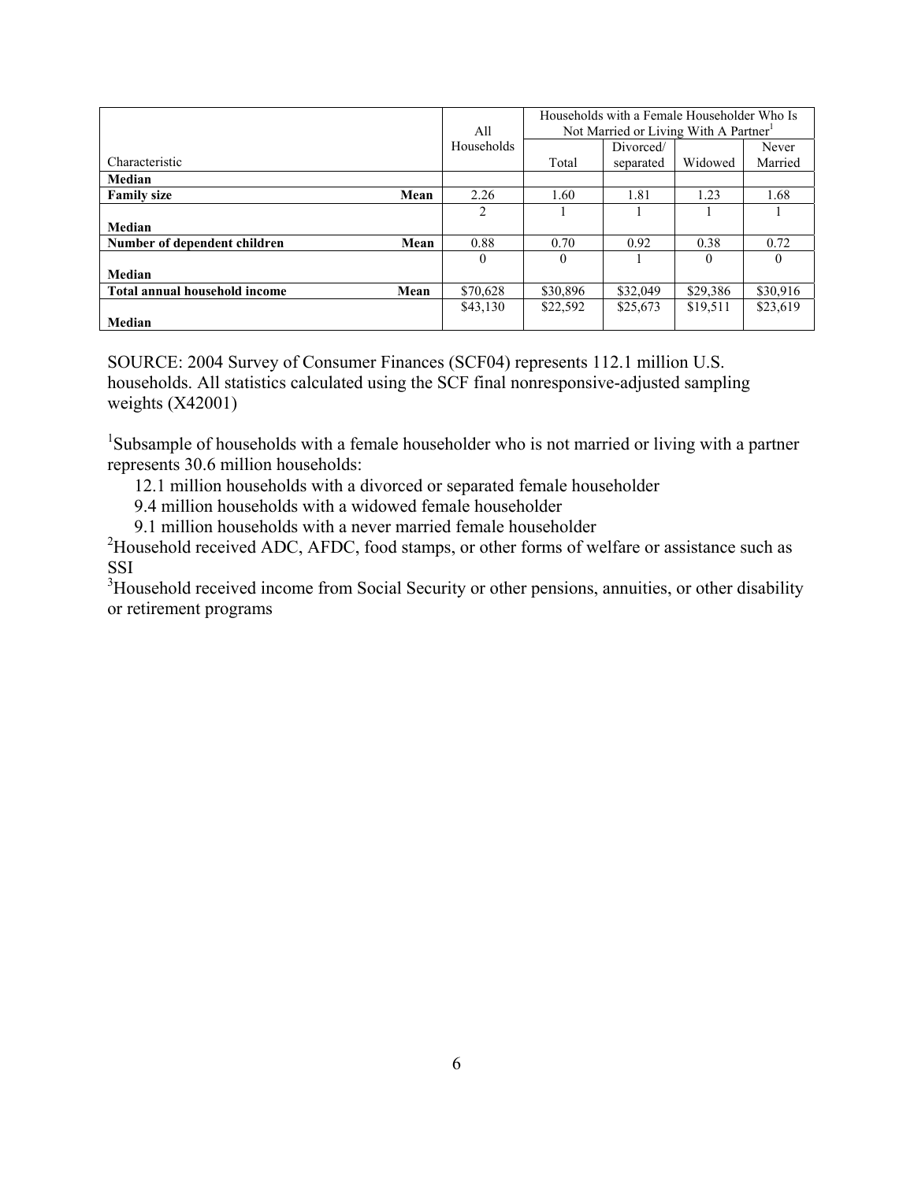| Characteristic | | All Households | Households with a Female Householder Who Is Not Married or Living With A Partner[1] | | | |
|---|---|---|---|---|---|---|
| | | | Total | Divorced/ separated | Widowed | Never Married |
| **Median** | | | | | | |
| **Family size** | **Mean** | 2.26 | 1.60 | 1.81 | 1.23 | 1.68 |
| **Median** | | 2 | 1 | 1 | 1 | 1 |
| **Number of dependent children** | **Mean** | 0.88 | 0.70 | 0.92 | 0.38 | 0.72 |
| **Median** | | 0 | 0 | 1 | 0 | 0 |
| **Total annual household income** | **Mean** | $70,628 | $30,896 | $32,049 | $29,386 | $30,916 |
| **Median** | | $43,130 | $22,592 | $25,673 | $19,511 | $23,619 |

SOURCE: 2004 Survey of Consumer Finances (SCF04) represents 112.1 million U.S. households. All statistics calculated using the SCF final nonresponsive-adjusted sampling weights (X42001)

[1]Subsample of households with a female householder who is not married or living with a partner represents 30.6 million households:

- 12.1 million households with a divorced or separated female householder
- 9.4 million households with a widowed female householder
- 9.1 million households with a never married female householder

[2]Household received ADC, AFDC, food stamps, or other forms of welfare or assistance such as SSI

[3]Household received income from Social Security or other pensions, annuities, or other disability or retirement programs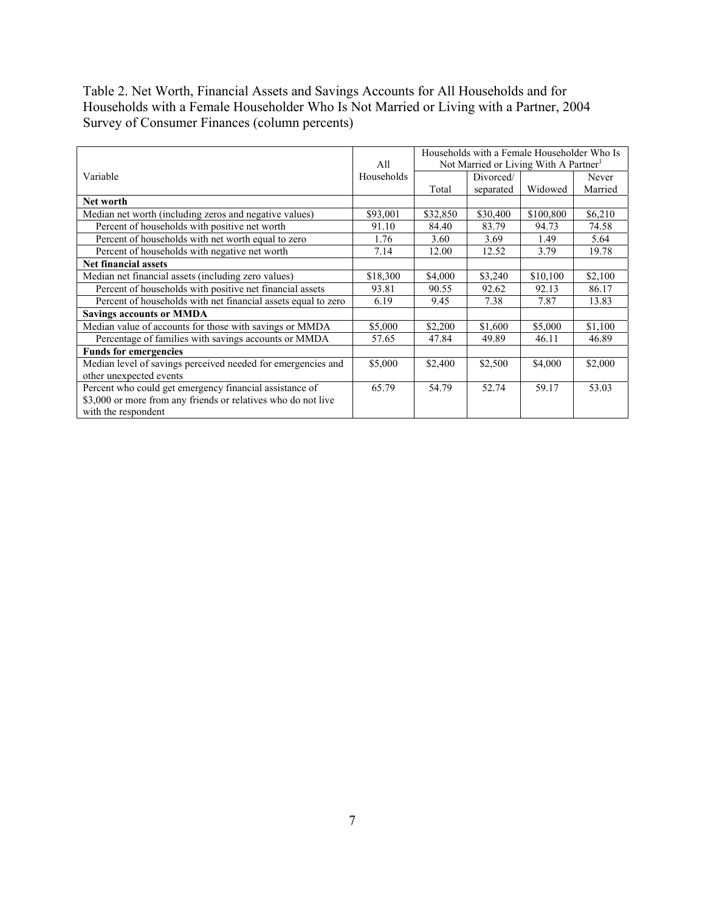Table 2. Net Worth, Financial Assets and Savings Accounts for All Households and for Households with a Female Householder Who Is Not Married or Living with a Partner, 2004 Survey of Consumer Finances (column percents)

| Variable | All Households | Households with a Female Householder Who Is Not Married or Living With A Partner[1] | | | |
|---|---|---|---|---|---|
| | | Total | Divorced/ separated | Widowed | Never Married |
| **Net worth** | | | | | |
| Median net worth (including zeros and negative values) | $93,001 | $32,850 | $30,400 | $100,800 | $6,210 |
| Percent of households with positive net worth | 91.10 | 84.40 | 83.79 | 94.73 | 74.58 |
| Percent of households with net worth equal to zero | 1.76 | 3.60 | 3.69 | 1.49 | 5.64 |
| Percent of households with negative net worth | 7.14 | 12.00 | 12.52 | 3.79 | 19.78 |
| **Net financial assets** | | | | | |
| Median net financial assets (including zero values) | $18,300 | $4,000 | $3,240 | $10,100 | $2,100 |
| Percent of households with positive net financial assets | 93.81 | 90.55 | 92.62 | 92.13 | 86.17 |
| Percent of households with net financial assets equal to zero | 6.19 | 9.45 | 7.38 | 7.87 | 13.83 |
| **Savings accounts or MMDA** | | | | | |
| Median value of accounts for those with savings or MMDA | $5,000 | $2,200 | $1,600 | $5,000 | $1,100 |
| Percentage of families with savings accounts or MMDA | 57.65 | 47.84 | 49.89 | 46.11 | 46.89 |
| **Funds for emergencies** | | | | | |
| Median level of savings perceived needed for emergencies and other unexpected events | $5,000 | $2,400 | $2,500 | $4,000 | $2,000 |
| Percent who could get emergency financial assistance of $3,000 or more from any friends or relatives who do not live with the respondent | 65.79 | 54.79 | 52.74 | 59.17 | 53.03 |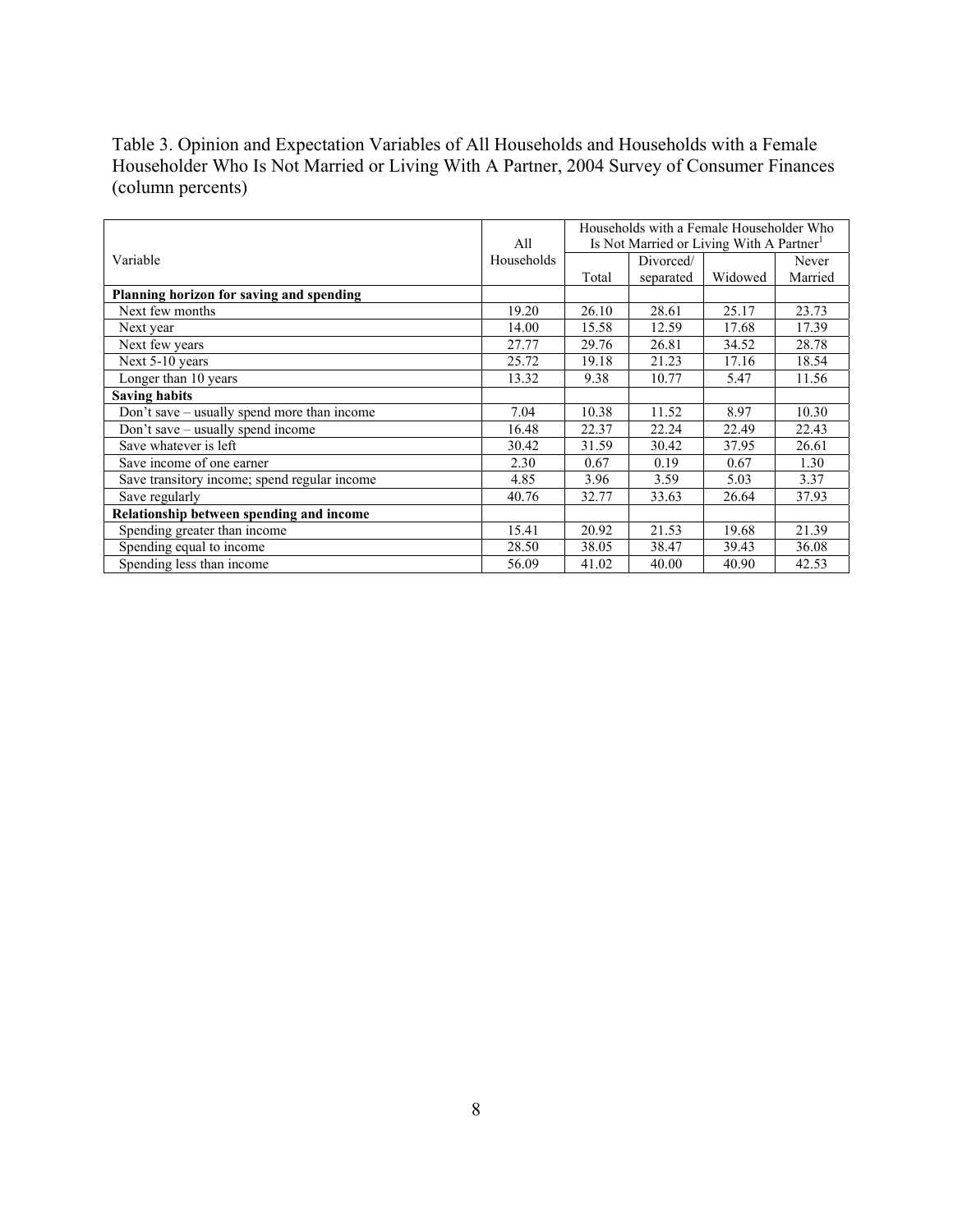Table 3. Opinion and Expectation Variables of All Households and Households with a Female Householder Who Is Not Married or Living With A Partner, 2004 Survey of Consumer Finances (column percents)

| Variable | All Households | Households with a Female Householder Who Is Not Married or Living With A Partner[1] | | | |
|---|---|---|---|---|---|
| | | Total | Divorced/ separated | Widowed | Never Married |
| **Planning horizon for saving and spending** | | | | | |
| Next few months | 19.20 | 26.10 | 28.61 | 25.17 | 23.73 |
| Next year | 14.00 | 15.58 | 12.59 | 17.68 | 17.39 |
| Next few years | 27.77 | 29.76 | 26.81 | 34.52 | 28.78 |
| Next 5-10 years | 25.72 | 19.18 | 21.23 | 17.16 | 18.54 |
| Longer than 10 years | 13.32 | 9.38 | 10.77 | 5.47 | 11.56 |
| **Saving habits** | | | | | |
| Don't save – usually spend more than income | 7.04 | 10.38 | 11.52 | 8.97 | 10.30 |
| Don't save – usually spend income | 16.48 | 22.37 | 22.24 | 22.49 | 22.43 |
| Save whatever is left | 30.42 | 31.59 | 30.42 | 37.95 | 26.61 |
| Save income of one earner | 2.30 | 0.67 | 0.19 | 0.67 | 1.30 |
| Save transitory income; spend regular income | 4.85 | 3.96 | 3.59 | 5.03 | 3.37 |
| Save regularly | 40.76 | 32.77 | 33.63 | 26.64 | 37.93 |
| **Relationship between spending and income** | | | | | |
| Spending greater than income | 15.41 | 20.92 | 21.53 | 19.68 | 21.39 |
| Spending equal to income | 28.50 | 38.05 | 38.47 | 39.43 | 36.08 |
| Spending less than income | 56.09 | 41.02 | 40.00 | 40.90 | 42.53 |